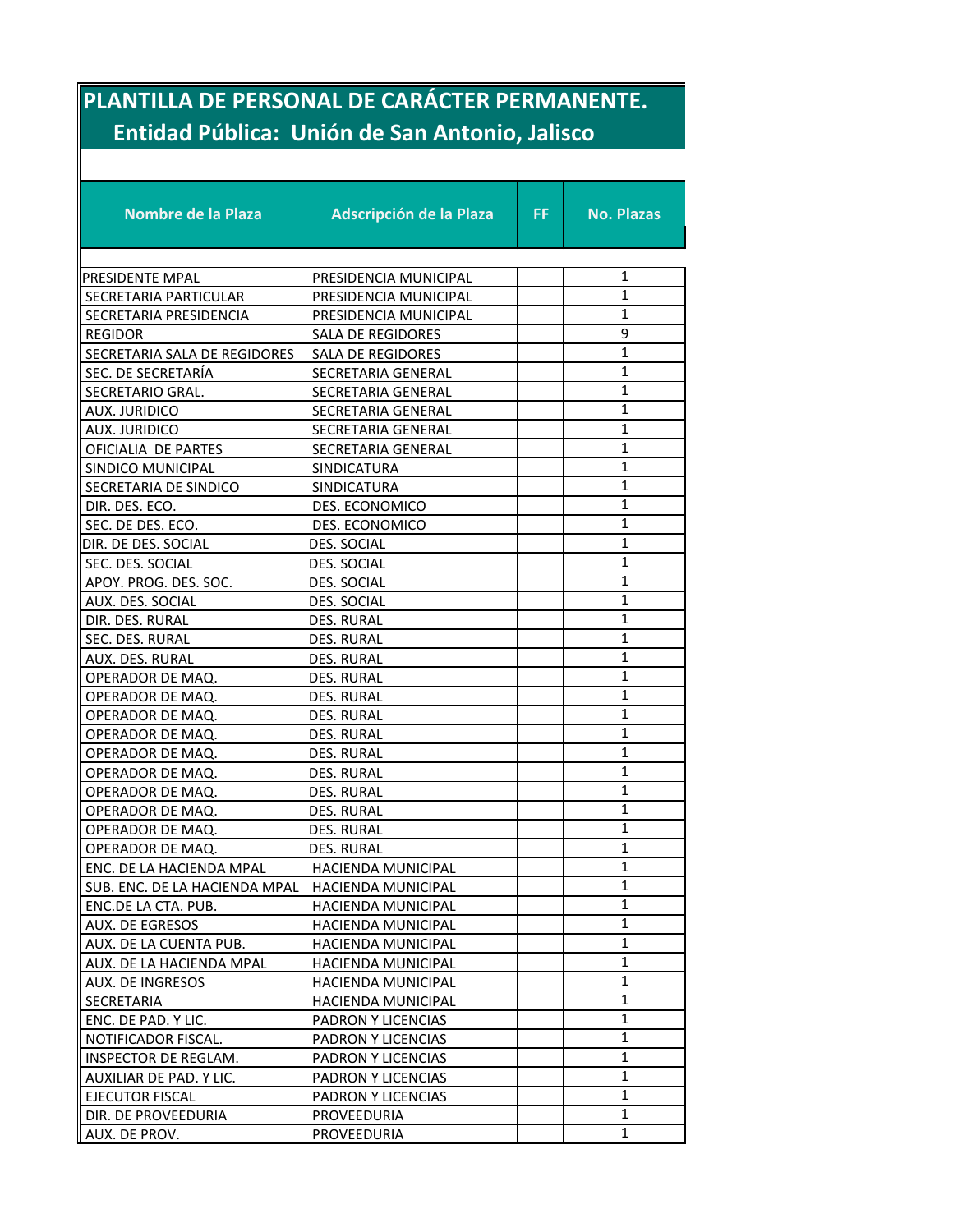# PLANTILLA DE PERSONAL DE CARÁCTER PERMANENTE.

## Entidad Pública: Unión de San Antonio, Jalisco

| Nombre de la Plaza | Adscripción de la Plaza | FF | No. Plazas |
|---|---|---|---|
| PRESIDENTE MPAL | PRESIDENCIA MUNICIPAL | | 1 |
| SECRETARIA PARTICULAR | PRESIDENCIA MUNICIPAL | | 1 |
| SECRETARIA PRESIDENCIA | PRESIDENCIA MUNICIPAL | | 1 |
| REGIDOR | SALA DE REGIDORES | | 9 |
| SECRETARIA SALA DE REGIDORES | SALA DE REGIDORES | | 1 |
| SEC. DE SECRETARÍA | SECRETARIA GENERAL | | 1 |
| SECRETARIO GRAL. | SECRETARIA GENERAL | | 1 |
| AUX. JURIDICO | SECRETARIA GENERAL | | 1 |
| AUX. JURIDICO | SECRETARIA GENERAL | | 1 |
| OFICIALIA DE PARTES | SECRETARIA GENERAL | | 1 |
| SINDICO MUNICIPAL | SINDICATURA | | 1 |
| SECRETARIA DE SINDICO | SINDICATURA | | 1 |
| DIR. DES. ECO. | DES. ECONOMICO | | 1 |
| SEC. DE DES. ECO. | DES. ECONOMICO | | 1 |
| DIR. DE DES. SOCIAL | DES. SOCIAL | | 1 |
| SEC. DES. SOCIAL | DES. SOCIAL | | 1 |
| APOY. PROG. DES. SOC. | DES. SOCIAL | | 1 |
| AUX. DES. SOCIAL | DES. SOCIAL | | 1 |
| DIR. DES. RURAL | DES. RURAL | | 1 |
| SEC. DES. RURAL | DES. RURAL | | 1 |
| AUX. DES. RURAL | DES. RURAL | | 1 |
| OPERADOR DE MAQ. | DES. RURAL | | 1 |
| OPERADOR DE MAQ. | DES. RURAL | | 1 |
| OPERADOR DE MAQ. | DES. RURAL | | 1 |
| OPERADOR DE MAQ. | DES. RURAL | | 1 |
| OPERADOR DE MAQ. | DES. RURAL | | 1 |
| OPERADOR DE MAQ. | DES. RURAL | | 1 |
| OPERADOR DE MAQ. | DES. RURAL | | 1 |
| OPERADOR DE MAQ. | DES. RURAL | | 1 |
| OPERADOR DE MAQ. | DES. RURAL | | 1 |
| OPERADOR DE MAQ. | DES. RURAL | | 1 |
| ENC. DE LA HACIENDA MPAL | HACIENDA MUNICIPAL | | 1 |
| SUB. ENC. DE LA HACIENDA MPAL | HACIENDA MUNICIPAL | | 1 |
| ENC.DE LA CTA. PUB. | HACIENDA MUNICIPAL | | 1 |
| AUX. DE EGRESOS | HACIENDA MUNICIPAL | | 1 |
| AUX. DE LA CUENTA PUB. | HACIENDA MUNICIPAL | | 1 |
| AUX. DE LA HACIENDA MPAL | HACIENDA MUNICIPAL | | 1 |
| AUX. DE INGRESOS | HACIENDA MUNICIPAL | | 1 |
| SECRETARIA | HACIENDA MUNICIPAL | | 1 |
| ENC. DE PAD. Y LIC. | PADRON Y LICENCIAS | | 1 |
| NOTIFICADOR FISCAL. | PADRON Y LICENCIAS | | 1 |
| INSPECTOR DE REGLAM. | PADRON Y LICENCIAS | | 1 |
| AUXILIAR DE PAD. Y LIC. | PADRON Y LICENCIAS | | 1 |
| EJECUTOR FISCAL | PADRON Y LICENCIAS | | 1 |
| DIR. DE PROVEEDURIA | PROVEEDURIA | | 1 |
| AUX. DE PROV. | PROVEEDURIA | | 1 |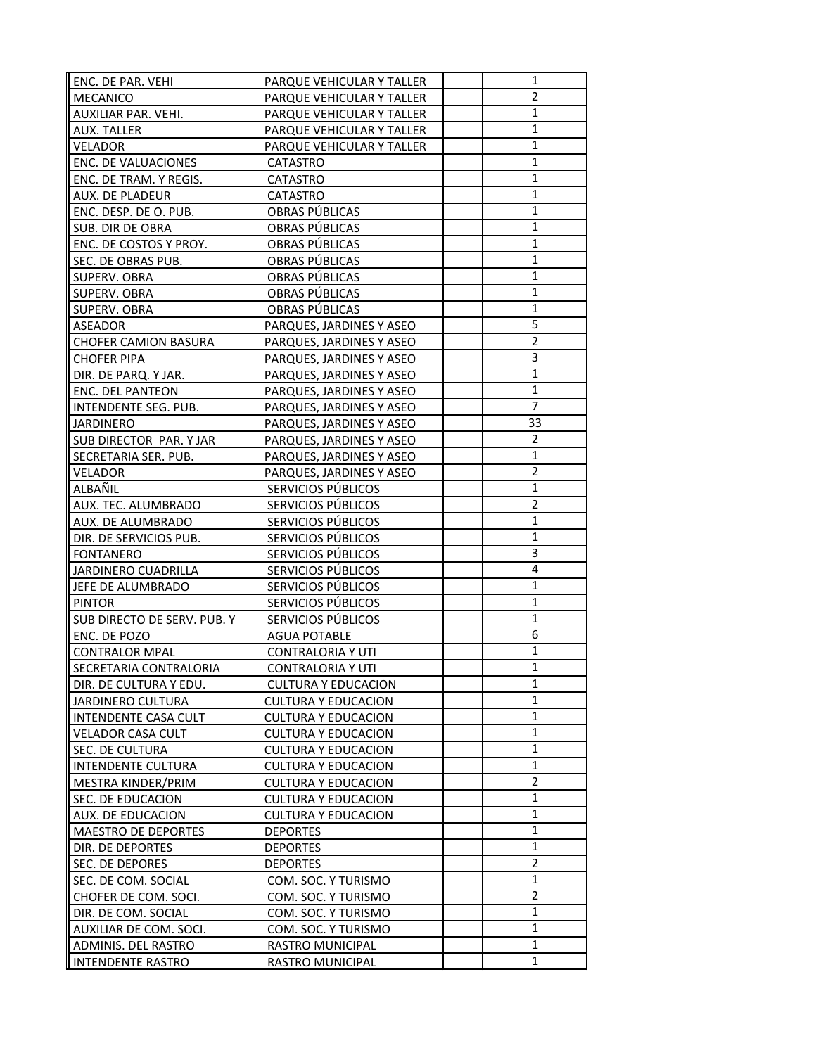| | | | |
|---|---|---|---|
| ENC. DE PAR. VEHI | PARQUE VEHICULAR Y TALLER | | 1 |
| MECANICO | PARQUE VEHICULAR Y TALLER | | 2 |
| AUXILIAR PAR. VEHI. | PARQUE VEHICULAR Y TALLER | | 1 |
| AUX. TALLER | PARQUE VEHICULAR Y TALLER | | 1 |
| VELADOR | PARQUE VEHICULAR Y TALLER | | 1 |
| ENC. DE VALUACIONES | CATASTRO | | 1 |
| ENC. DE TRAM. Y REGIS. | CATASTRO | | 1 |
| AUX. DE PLADEUR | CATASTRO | | 1 |
| ENC. DESP. DE O. PUB. | OBRAS PÚBLICAS | | 1 |
| SUB. DIR DE OBRA | OBRAS PÚBLICAS | | 1 |
| ENC. DE COSTOS Y PROY. | OBRAS PÚBLICAS | | 1 |
| SEC. DE OBRAS PUB. | OBRAS PÚBLICAS | | 1 |
| SUPERV. OBRA | OBRAS PÚBLICAS | | 1 |
| SUPERV. OBRA | OBRAS PÚBLICAS | | 1 |
| SUPERV. OBRA | OBRAS PÚBLICAS | | 1 |
| ASEADOR | PARQUES, JARDINES Y ASEO | | 5 |
| CHOFER CAMION BASURA | PARQUES, JARDINES Y ASEO | | 2 |
| CHOFER PIPA | PARQUES, JARDINES Y ASEO | | 3 |
| DIR. DE PARQ. Y JAR. | PARQUES, JARDINES Y ASEO | | 1 |
| ENC. DEL PANTEON | PARQUES, JARDINES Y ASEO | | 1 |
| INTENDENTE SEG. PUB. | PARQUES, JARDINES Y ASEO | | 7 |
| JARDINERO | PARQUES, JARDINES Y ASEO | | 33 |
| SUB DIRECTOR PAR. Y JAR | PARQUES, JARDINES Y ASEO | | 2 |
| SECRETARIA SER. PUB. | PARQUES, JARDINES Y ASEO | | 1 |
| VELADOR | PARQUES, JARDINES Y ASEO | | 2 |
| ALBAÑIL | SERVICIOS PÚBLICOS | | 1 |
| AUX. TEC. ALUMBRADO | SERVICIOS PÚBLICOS | | 2 |
| AUX. DE ALUMBRADO | SERVICIOS PÚBLICOS | | 1 |
| DIR. DE SERVICIOS PUB. | SERVICIOS PÚBLICOS | | 1 |
| FONTANERO | SERVICIOS PÚBLICOS | | 3 |
| JARDINERO CUADRILLA | SERVICIOS PÚBLICOS | | 4 |
| JEFE DE ALUMBRADO | SERVICIOS PÚBLICOS | | 1 |
| PINTOR | SERVICIOS PÚBLICOS | | 1 |
| SUB DIRECTO DE SERV. PUB. Y | SERVICIOS PÚBLICOS | | 1 |
| ENC. DE POZO | AGUA POTABLE | | 6 |
| CONTRALOR MPAL | CONTRALORIA Y UTI | | 1 |
| SECRETARIA CONTRALORIA | CONTRALORIA Y UTI | | 1 |
| DIR. DE CULTURA Y EDU. | CULTURA Y EDUCACION | | 1 |
| JARDINERO CULTURA | CULTURA Y EDUCACION | | 1 |
| INTENDENTE CASA CULT | CULTURA Y EDUCACION | | 1 |
| VELADOR CASA CULT | CULTURA Y EDUCACION | | 1 |
| SEC. DE CULTURA | CULTURA Y EDUCACION | | 1 |
| INTENDENTE CULTURA | CULTURA Y EDUCACION | | 1 |
| MESTRA KINDER/PRIM | CULTURA Y EDUCACION | | 2 |
| SEC. DE EDUCACION | CULTURA Y EDUCACION | | 1 |
| AUX. DE EDUCACION | CULTURA Y EDUCACION | | 1 |
| MAESTRO DE DEPORTES | DEPORTES | | 1 |
| DIR. DE DEPORTES | DEPORTES | | 1 |
| SEC. DE DEPORES | DEPORTES | | 2 |
| SEC. DE COM. SOCIAL | COM. SOC. Y TURISMO | | 1 |
| CHOFER DE COM. SOCI. | COM. SOC. Y TURISMO | | 2 |
| DIR. DE COM. SOCIAL | COM. SOC. Y TURISMO | | 1 |
| AUXILIAR DE COM. SOCI. | COM. SOC. Y TURISMO | | 1 |
| ADMINIS. DEL RASTRO | RASTRO MUNICIPAL | | 1 |
| INTENDENTE RASTRO | RASTRO MUNICIPAL | | 1 |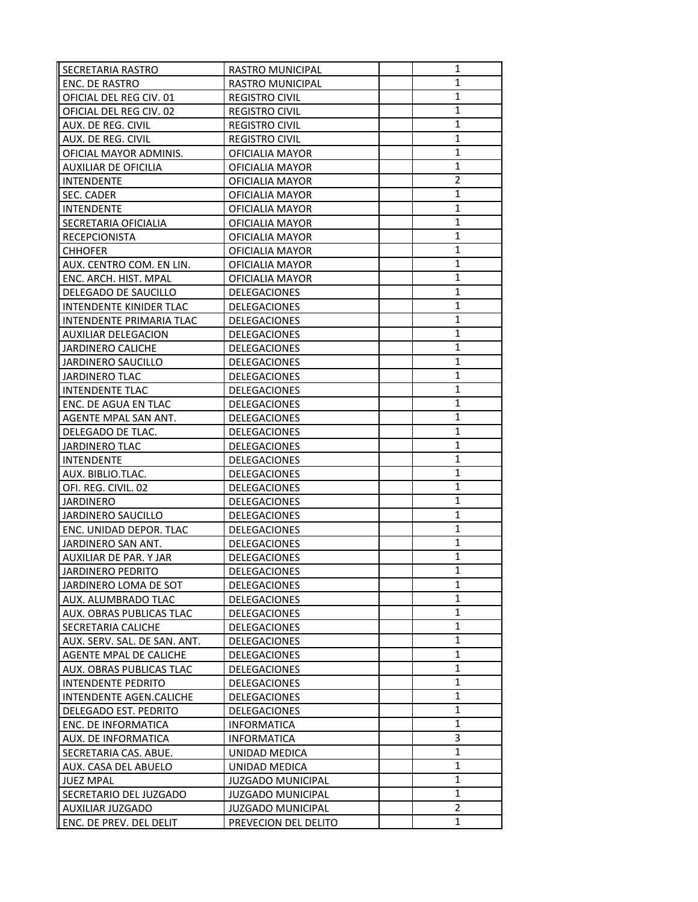| | | | |
|---|---|---|---|
| SECRETARIA RASTRO | RASTRO MUNICIPAL | | 1 |
| ENC. DE RASTRO | RASTRO MUNICIPAL | | 1 |
| OFICIAL DEL REG CIV. 01 | REGISTRO CIVIL | | 1 |
| OFICIAL DEL REG CIV. 02 | REGISTRO CIVIL | | 1 |
| AUX. DE REG. CIVIL | REGISTRO CIVIL | | 1 |
| AUX. DE REG. CIVIL | REGISTRO CIVIL | | 1 |
| OFICIAL MAYOR ADMINIS. | OFICIALIA MAYOR | | 1 |
| AUXILIAR DE OFICILIA | OFICIALIA MAYOR | | 1 |
| INTENDENTE | OFICIALIA MAYOR | | 2 |
| SEC. CADER | OFICIALIA MAYOR | | 1 |
| INTENDENTE | OFICIALIA MAYOR | | 1 |
| SECRETARIA OFICIALIA | OFICIALIA MAYOR | | 1 |
| RECEPCIONISTA | OFICIALIA MAYOR | | 1 |
| CHHOFER | OFICIALIA MAYOR | | 1 |
| AUX. CENTRO COM. EN LIN. | OFICIALIA MAYOR | | 1 |
| ENC. ARCH. HIST. MPAL | OFICIALIA MAYOR | | 1 |
| DELEGADO DE SAUCILLO | DELEGACIONES | | 1 |
| INTENDENTE KINIDER TLAC | DELEGACIONES | | 1 |
| INTENDENTE PRIMARIA TLAC | DELEGACIONES | | 1 |
| AUXILIAR DELEGACION | DELEGACIONES | | 1 |
| JARDINERO CALICHE | DELEGACIONES | | 1 |
| JARDINERO SAUCILLO | DELEGACIONES | | 1 |
| JARDINERO TLAC | DELEGACIONES | | 1 |
| INTENDENTE TLAC | DELEGACIONES | | 1 |
| ENC. DE AGUA EN TLAC | DELEGACIONES | | 1 |
| AGENTE MPAL SAN ANT. | DELEGACIONES | | 1 |
| DELEGADO DE TLAC. | DELEGACIONES | | 1 |
| JARDINERO TLAC | DELEGACIONES | | 1 |
| INTENDENTE | DELEGACIONES | | 1 |
| AUX. BIBLIO.TLAC. | DELEGACIONES | | 1 |
| OFI. REG. CIVIL. 02 | DELEGACIONES | | 1 |
| JARDINERO | DELEGACIONES | | 1 |
| JARDINERO SAUCILLO | DELEGACIONES | | 1 |
| ENC. UNIDAD DEPOR. TLAC | DELEGACIONES | | 1 |
| JARDINERO SAN ANT. | DELEGACIONES | | 1 |
| AUXILIAR DE PAR. Y JAR | DELEGACIONES | | 1 |
| JARDINERO PEDRITO | DELEGACIONES | | 1 |
| JARDINERO LOMA DE SOT | DELEGACIONES | | 1 |
| AUX. ALUMBRADO TLAC | DELEGACIONES | | 1 |
| AUX. OBRAS PUBLICAS TLAC | DELEGACIONES | | 1 |
| SECRETARIA CALICHE | DELEGACIONES | | 1 |
| AUX. SERV. SAL. DE SAN. ANT. | DELEGACIONES | | 1 |
| AGENTE MPAL DE CALICHE | DELEGACIONES | | 1 |
| AUX. OBRAS PUBLICAS TLAC | DELEGACIONES | | 1 |
| INTENDENTE PEDRITO | DELEGACIONES | | 1 |
| INTENDENTE AGEN.CALICHE | DELEGACIONES | | 1 |
| DELEGADO EST. PEDRITO | DELEGACIONES | | 1 |
| ENC. DE INFORMATICA | INFORMATICA | | 1 |
| AUX. DE INFORMATICA | INFORMATICA | | 3 |
| SECRETARIA CAS. ABUE. | UNIDAD MEDICA | | 1 |
| AUX. CASA DEL ABUELO | UNIDAD MEDICA | | 1 |
| JUEZ MPAL | JUZGADO MUNICIPAL | | 1 |
| SECRETARIO DEL JUZGADO | JUZGADO MUNICIPAL | | 1 |
| AUXILIAR JUZGADO | JUZGADO MUNICIPAL | | 2 |
| ENC. DE PREV. DEL DELIT | PREVECION DEL DELITO | | 1 |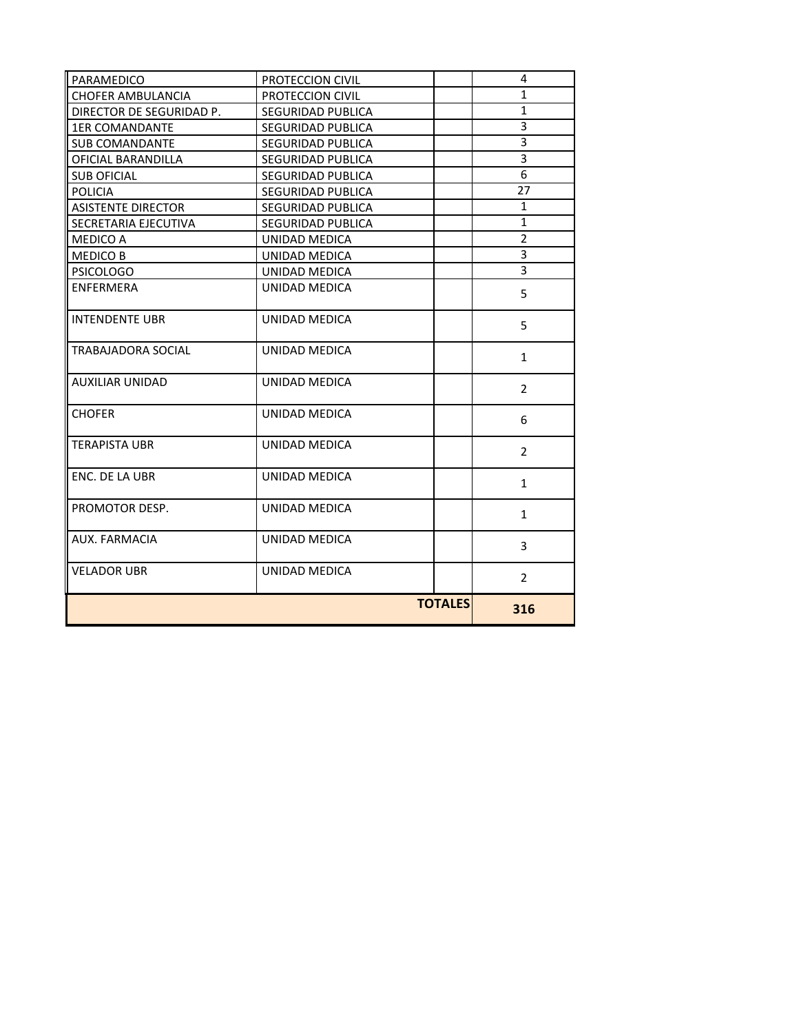| | | | |
|---|---|---|---|
| PARAMEDICO | PROTECCION CIVIL | | 4 |
| CHOFER AMBULANCIA | PROTECCION CIVIL | | 1 |
| DIRECTOR DE SEGURIDAD P. | SEGURIDAD PUBLICA | | 1 |
| 1ER COMANDANTE | SEGURIDAD PUBLICA | | 3 |
| SUB COMANDANTE | SEGURIDAD PUBLICA | | 3 |
| OFICIAL BARANDILLA | SEGURIDAD PUBLICA | | 3 |
| SUB OFICIAL | SEGURIDAD PUBLICA | | 6 |
| POLICIA | SEGURIDAD PUBLICA | | 27 |
| ASISTENTE DIRECTOR | SEGURIDAD PUBLICA | | 1 |
| SECRETARIA EJECUTIVA | SEGURIDAD PUBLICA | | 1 |
| MEDICO A | UNIDAD MEDICA | | 2 |
| MEDICO B | UNIDAD MEDICA | | 3 |
| PSICOLOGO | UNIDAD MEDICA | | 3 |
| ENFERMERA | UNIDAD MEDICA | | 5 |
| INTENDENTE UBR | UNIDAD MEDICA | | 5 |
| TRABAJADORA SOCIAL | UNIDAD MEDICA | | 1 |
| AUXILIAR UNIDAD | UNIDAD MEDICA | | 2 |
| CHOFER | UNIDAD MEDICA | | 6 |
| TERAPISTA UBR | UNIDAD MEDICA | | 2 |
| ENC. DE LA UBR | UNIDAD MEDICA | | 1 |
| PROMOTOR DESP. | UNIDAD MEDICA | | 1 |
| AUX. FARMACIA | UNIDAD MEDICA | | 3 |
| VELADOR UBR | UNIDAD MEDICA | | 2 |
| | | **TOTALES** | **316** |